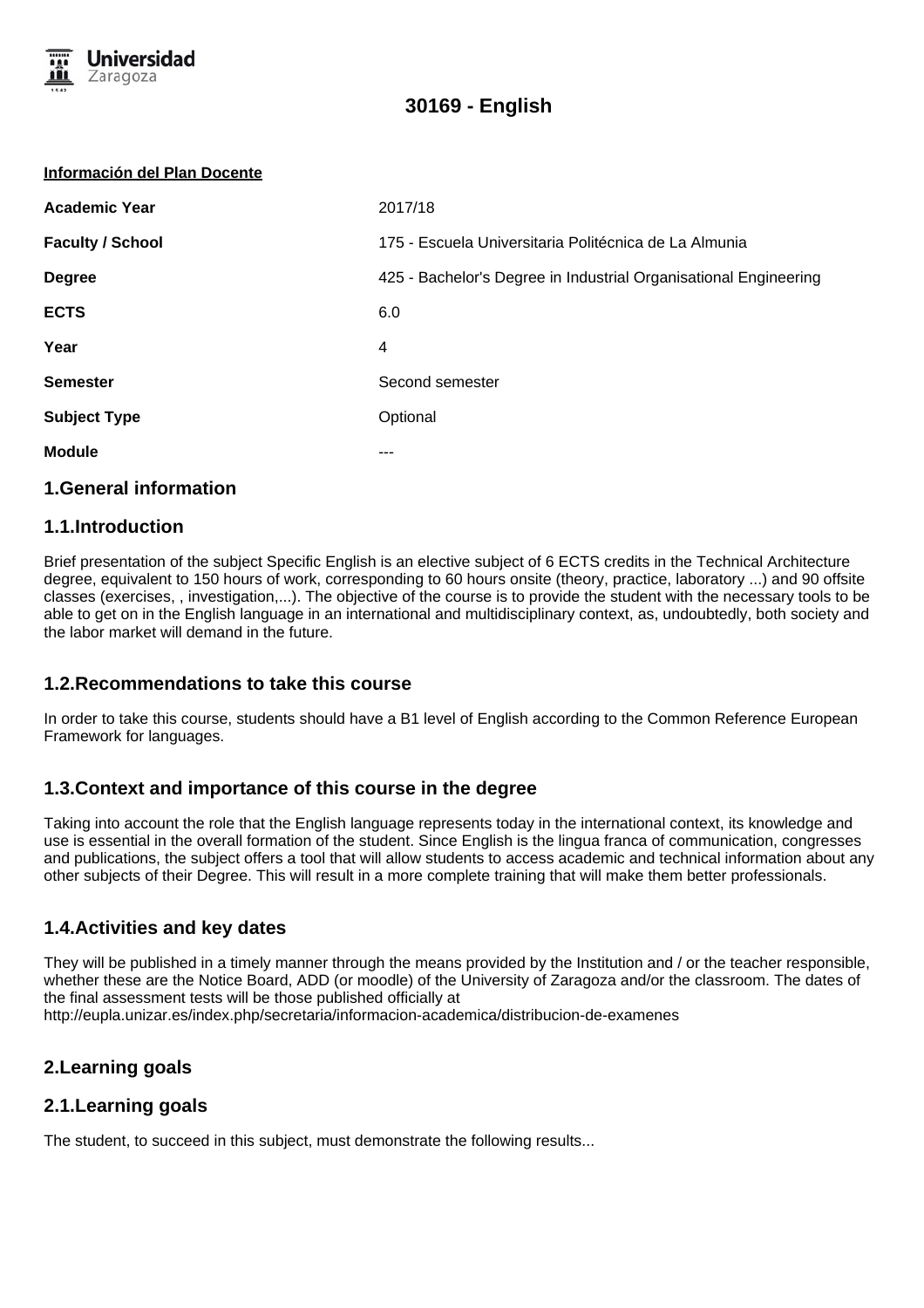# 30169 - English

**Información del Plan Docente**

| | |
|---|---|
| **Academic Year** | 2017/18 |
| **Faculty / School** | 175 - Escuela Universitaria Politécnica de La Almunia |
| **Degree** | 425 - Bachelor's Degree in Industrial Organisational Engineering |
| **ECTS** | 6.0 |
| **Year** | 4 |
| **Semester** | Second semester |
| **Subject Type** | Optional |
| **Module** | --- |

## 1.General information

### 1.1.Introduction

Brief presentation of the subject Specific English is an elective subject of 6 ECTS credits in the Technical Architecture degree, equivalent to 150 hours of work, corresponding to 60 hours onsite (theory, practice, laboratory ...) and 90 offsite classes (exercises, , investigation,...). The objective of the course is to provide the student with the necessary tools to be able to get on in the English language in an international and multidisciplinary context, as, undoubtedly, both society and the labor market will demand in the future.

### 1.2.Recommendations to take this course

In order to take this course, students should have a B1 level of English according to the Common Reference European Framework for languages.

### 1.3.Context and importance of this course in the degree

Taking into account the role that the English language represents today in the international context, its knowledge and use is essential in the overall formation of the student. Since English is the lingua franca of communication, congresses and publications, the subject offers a tool that will allow students to access academic and technical information about any other subjects of their Degree. This will result in a more complete training that will make them better professionals.

### 1.4.Activities and key dates

They will be published in a timely manner through the means provided by the Institution and / or the teacher responsible, whether these are the Notice Board, ADD (or moodle) of the University of Zaragoza and/or the classroom. The dates of the final assessment tests will be those published officially at
http://eupla.unizar.es/index.php/secretaria/informacion-academica/distribucion-de-examenes

## 2.Learning goals

### 2.1.Learning goals

The student, to succeed in this subject, must demonstrate the following results...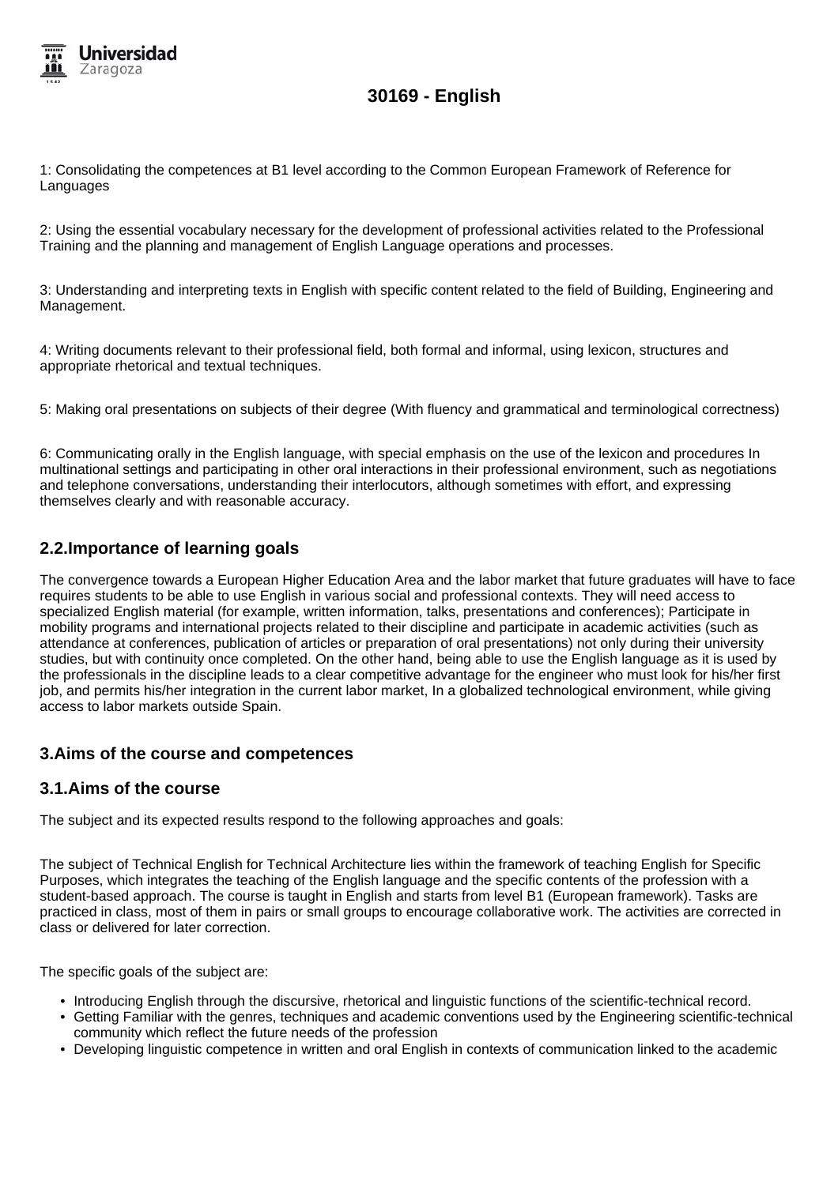1: Consolidating the competences at B1 level according to the Common European Framework of Reference for Languages

2: Using the essential vocabulary necessary for the development of professional activities related to the Professional Training and the planning and management of English Language operations and processes.

3: Understanding and interpreting texts in English with specific content related to the field of Building, Engineering and Management.

4: Writing documents relevant to their professional field, both formal and informal, using lexicon, structures and appropriate rhetorical and textual techniques.

5: Making oral presentations on subjects of their degree (With fluency and grammatical and terminological correctness)

6: Communicating orally in the English language, with special emphasis on the use of the lexicon and procedures In multinational settings and participating in other oral interactions in their professional environment, such as negotiations and telephone conversations, understanding their interlocutors, although sometimes with effort, and expressing themselves clearly and with reasonable accuracy.

## 2.2.Importance of learning goals

The convergence towards a European Higher Education Area and the labor market that future graduates will have to face requires students to be able to use English in various social and professional contexts. They will need access to specialized English material (for example, written information, talks, presentations and conferences); Participate in mobility programs and international projects related to their discipline and participate in academic activities (such as attendance at conferences, publication of articles or preparation of oral presentations) not only during their university studies, but with continuity once completed. On the other hand, being able to use the English language as it is used by the professionals in the discipline leads to a clear competitive advantage for the engineer who must look for his/her first job, and permits his/her integration in the current labor market, In a globalized technological environment, while giving access to labor markets outside Spain.

## 3.Aims of the course and competences

## 3.1.Aims of the course

The subject and its expected results respond to the following approaches and goals:

The subject of Technical English for Technical Architecture lies within the framework of teaching English for Specific Purposes, which integrates the teaching of the English language and the specific contents of the profession with a student-based approach. The course is taught in English and starts from level B1 (European framework). Tasks are practiced in class, most of them in pairs or small groups to encourage collaborative work. The activities are corrected in class or delivered for later correction.

The specific goals of the subject are:

- Introducing English through the discursive, rhetorical and linguistic functions of the scientific-technical record.
- Getting Familiar with the genres, techniques and academic conventions used by the Engineering scientific-technical community which reflect the future needs of the profession
- Developing linguistic competence in written and oral English in contexts of communication linked to the academic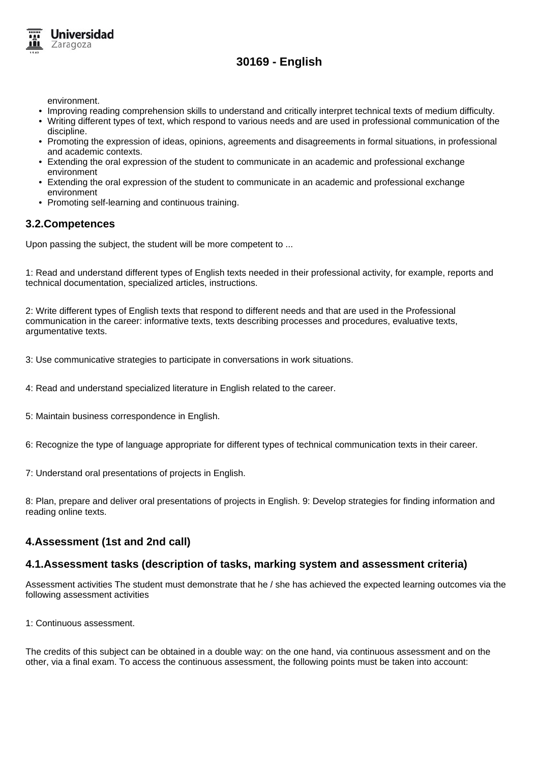environment.

- Improving reading comprehension skills to understand and critically interpret technical texts of medium difficulty.
- Writing different types of text, which respond to various needs and are used in professional communication of the discipline.
- Promoting the expression of ideas, opinions, agreements and disagreements in formal situations, in professional and academic contexts.
- Extending the oral expression of the student to communicate in an academic and professional exchange environment
- Extending the oral expression of the student to communicate in an academic and professional exchange environment
- Promoting self-learning and continuous training.

## 3.2.Competences

Upon passing the subject, the student will be more competent to ...

1: Read and understand different types of English texts needed in their professional activity, for example, reports and technical documentation, specialized articles, instructions.

2: Write different types of English texts that respond to different needs and that are used in the Professional communication in the career: informative texts, texts describing processes and procedures, evaluative texts, argumentative texts.

3: Use communicative strategies to participate in conversations in work situations.

4: Read and understand specialized literature in English related to the career.

5: Maintain business correspondence in English.

6: Recognize the type of language appropriate for different types of technical communication texts in their career.

7: Understand oral presentations of projects in English.

8: Plan, prepare and deliver oral presentations of projects in English. 9: Develop strategies for finding information and reading online texts.

## 4.Assessment (1st and 2nd call)

## 4.1.Assessment tasks (description of tasks, marking system and assessment criteria)

Assessment activities The student must demonstrate that he / she has achieved the expected learning outcomes via the following assessment activities

1: Continuous assessment.

The credits of this subject can be obtained in a double way: on the one hand, via continuous assessment and on the other, via a final exam. To access the continuous assessment, the following points must be taken into account: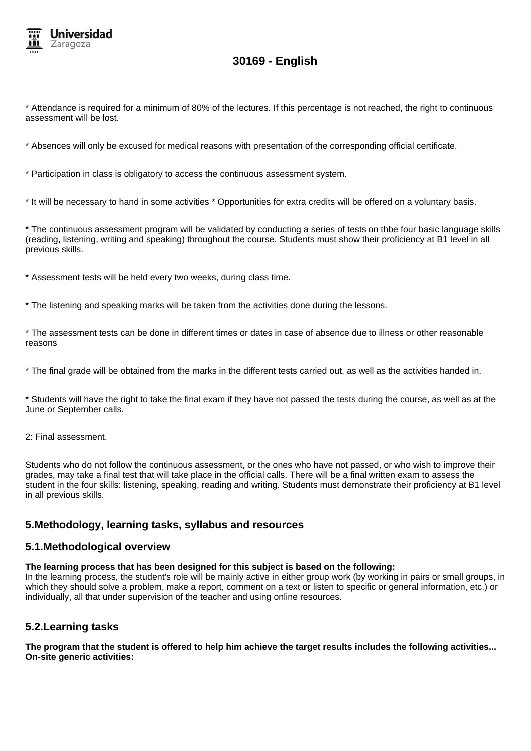\* Attendance is required for a minimum of 80% of the lectures. If this percentage is not reached, the right to continuous assessment will be lost.

\* Absences will only be excused for medical reasons with presentation of the corresponding official certificate.

\* Participation in class is obligatory to access the continuous assessment system.

\* It will be necessary to hand in some activities \* Opportunities for extra credits will be offered on a voluntary basis.

\* The continuous assessment program will be validated by conducting a series of tests on thbe four basic language skills (reading, listening, writing and speaking) throughout the course. Students must show their proficiency at B1 level in all previous skills.

\* Assessment tests will be held every two weeks, during class time.

\* The listening and speaking marks will be taken from the activities done during the lessons.

\* The assessment tests can be done in different times or dates in case of absence due to illness or other reasonable reasons

\* The final grade will be obtained from the marks in the different tests carried out, as well as the activities handed in.

\* Students will have the right to take the final exam if they have not passed the tests during the course, as well as at the June or September calls.

2: Final assessment.

Students who do not follow the continuous assessment, or the ones who have not passed, or who wish to improve their grades, may take a final test that will take place in the official calls. There will be a final written exam to assess the student in the four skills: listening, speaking, reading and writing. Students must demonstrate their proficiency at B1 level in all previous skills.

## 5.Methodology, learning tasks, syllabus and resources

### 5.1.Methodological overview

**The learning process that has been designed for this subject is based on the following:**
In the learning process, the student's role will be mainly active in either group work (by working in pairs or small groups, in which they should solve a problem, make a report, comment on a text or listen to specific or general information, etc.) or individually, all that under supervision of the teacher and using online resources.

### 5.2.Learning tasks

**The program that the student is offered to help him achieve the target results includes the following activities...**
**On-site generic activities:**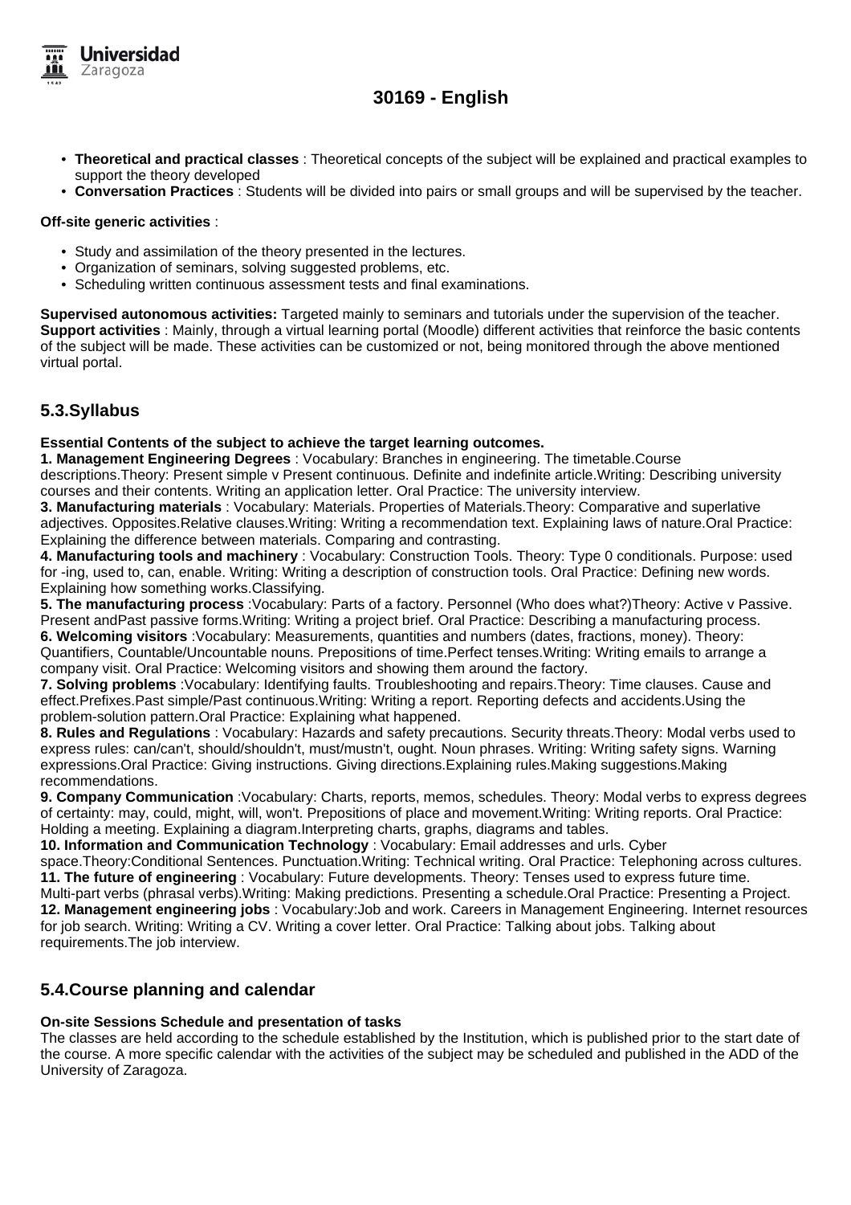- **Theoretical and practical classes** : Theoretical concepts of the subject will be explained and practical examples to support the theory developed
- **Conversation Practices** : Students will be divided into pairs or small groups and will be supervised by the teacher.

**Off-site generic activities** :

- Study and assimilation of the theory presented in the lectures.
- Organization of seminars, solving suggested problems, etc.
- Scheduling written continuous assessment tests and final examinations.

**Supervised autonomous activities:** Targeted mainly to seminars and tutorials under the supervision of the teacher.
**Support activities** : Mainly, through a virtual learning portal (Moodle) different activities that reinforce the basic contents of the subject will be made. These activities can be customized or not, being monitored through the above mentioned virtual portal.

## 5.3.Syllabus

**Essential Contents of the subject to achieve the target learning outcomes.**
**1. Management Engineering Degrees** : Vocabulary: Branches in engineering. The timetable.Course descriptions.Theory: Present simple v Present continuous. Definite and indefinite article.Writing: Describing university courses and their contents. Writing an application letter. Oral Practice: The university interview.
**3. Manufacturing materials** : Vocabulary: Materials. Properties of Materials.Theory: Comparative and superlative adjectives. Opposites.Relative clauses.Writing: Writing a recommendation text. Explaining laws of nature.Oral Practice: Explaining the difference between materials. Comparing and contrasting.
**4. Manufacturing tools and machinery** : Vocabulary: Construction Tools. Theory: Type 0 conditionals. Purpose: used for -ing, used to, can, enable. Writing: Writing a description of construction tools. Oral Practice: Defining new words. Explaining how something works.Classifying.
**5. The manufacturing process** :Vocabulary: Parts of a factory. Personnel (Who does what?)Theory: Active v Passive. Present andPast passive forms.Writing: Writing a project brief. Oral Practice: Describing a manufacturing process.
**6. Welcoming visitors** :Vocabulary: Measurements, quantities and numbers (dates, fractions, money). Theory: Quantifiers, Countable/Uncountable nouns. Prepositions of time.Perfect tenses.Writing: Writing emails to arrange a company visit. Oral Practice: Welcoming visitors and showing them around the factory.
**7. Solving problems** :Vocabulary: Identifying faults. Troubleshooting and repairs.Theory: Time clauses. Cause and effect.Prefixes.Past simple/Past continuous.Writing: Writing a report. Reporting defects and accidents.Using the problem-solution pattern.Oral Practice: Explaining what happened.
**8. Rules and Regulations** : Vocabulary: Hazards and safety precautions. Security threats.Theory: Modal verbs used to express rules: can/can't, should/shouldn't, must/mustn't, ought. Noun phrases. Writing: Writing safety signs. Warning expressions.Oral Practice: Giving instructions. Giving directions.Explaining rules.Making suggestions.Making recommendations.
**9. Company Communication** :Vocabulary: Charts, reports, memos, schedules. Theory: Modal verbs to express degrees of certainty: may, could, might, will, won't. Prepositions of place and movement.Writing: Writing reports. Oral Practice: Holding a meeting. Explaining a diagram.Interpreting charts, graphs, diagrams and tables.
**10. Information and Communication Technology** : Vocabulary: Email addresses and urls. Cyber space.Theory:Conditional Sentences. Punctuation.Writing: Technical writing. Oral Practice: Telephoning across cultures.
**11. The future of engineering** : Vocabulary: Future developments. Theory: Tenses used to express future time. Multi-part verbs (phrasal verbs).Writing: Making predictions. Presenting a schedule.Oral Practice: Presenting a Project.
**12. Management engineering jobs** : Vocabulary:Job and work. Careers in Management Engineering. Internet resources for job search. Writing: Writing a CV. Writing a cover letter. Oral Practice: Talking about jobs. Talking about requirements.The job interview.

## 5.4.Course planning and calendar

**On-site Sessions Schedule and presentation of tasks**
The classes are held according to the schedule established by the Institution, which is published prior to the start date of the course. A more specific calendar with the activities of the subject may be scheduled and published in the ADD of the University of Zaragoza.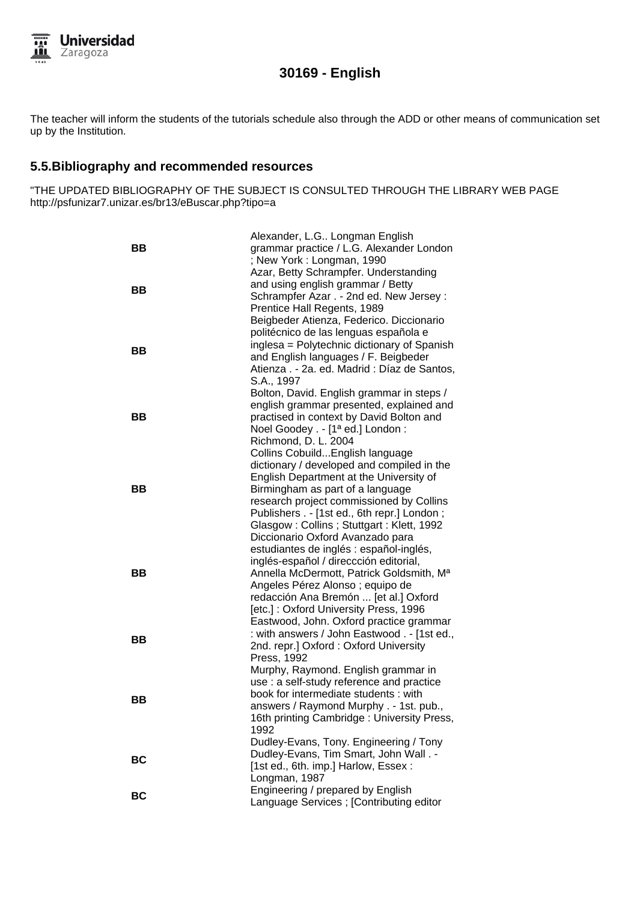The teacher will inform the students of the tutorials schedule also through the ADD or other means of communication set up by the Institution.

## 5.5.Bibliography and recommended resources

"THE UPDATED BIBLIOGRAPHY OF THE SUBJECT IS CONSULTED THROUGH THE LIBRARY WEB PAGE http://psfunizar7.unizar.es/br13/eBuscar.php?tipo=a

| | |
|---|---|
| **BB** | Alexander, L.G.. Longman English grammar practice / L.G. Alexander London ; New York : Longman, 1990 |
| **BB** | Azar, Betty Schrampfer. Understanding and using english grammar / Betty Schrampfer Azar . - 2nd ed. New Jersey : Prentice Hall Regents, 1989 |
| **BB** | Beigbeder Atienza, Federico. Diccionario politécnico de las lenguas española e inglesa = Polytechnic dictionary of Spanish and English languages / F. Beigbeder Atienza . - 2a. ed. Madrid : Díaz de Santos, S.A., 1997 |
| **BB** | Bolton, David. English grammar in steps / english grammar presented, explained and practised in context by David Bolton and Noel Goodey . - [1ª ed.] London : Richmond, D. L. 2004 |
| **BB** | Collins Cobuild...English language dictionary / developed and compiled in the English Department at the University of Birmingham as part of a language research project commissioned by Collins Publishers . - [1st ed., 6th repr.] London ; Glasgow : Collins ; Stuttgart : Klett, 1992 |
| **BB** | Diccionario Oxford Avanzado para estudiantes de inglés : español-inglés, inglés-español / direccción editorial, Annella McDermott, Patrick Goldsmith, Mª Angeles Pérez Alonso ; equipo de redacción Ana Bremón ... [et al.] Oxford [etc.] : Oxford University Press, 1996 |
| **BB** | Eastwood, John. Oxford practice grammar : with answers / John Eastwood . - [1st ed., 2nd. repr.] Oxford : Oxford University Press, 1992 |
| **BB** | Murphy, Raymond. English grammar in use : a self-study reference and practice book for intermediate students : with answers / Raymond Murphy . - 1st. pub., 16th printing Cambridge : University Press, 1992 |
| **BC** | Dudley-Evans, Tony. Engineering / Tony Dudley-Evans, Tim Smart, John Wall . - [1st ed., 6th. imp.] Harlow, Essex : Longman, 1987 |
| **BC** | Engineering / prepared by English Language Services ; [Contributing editor |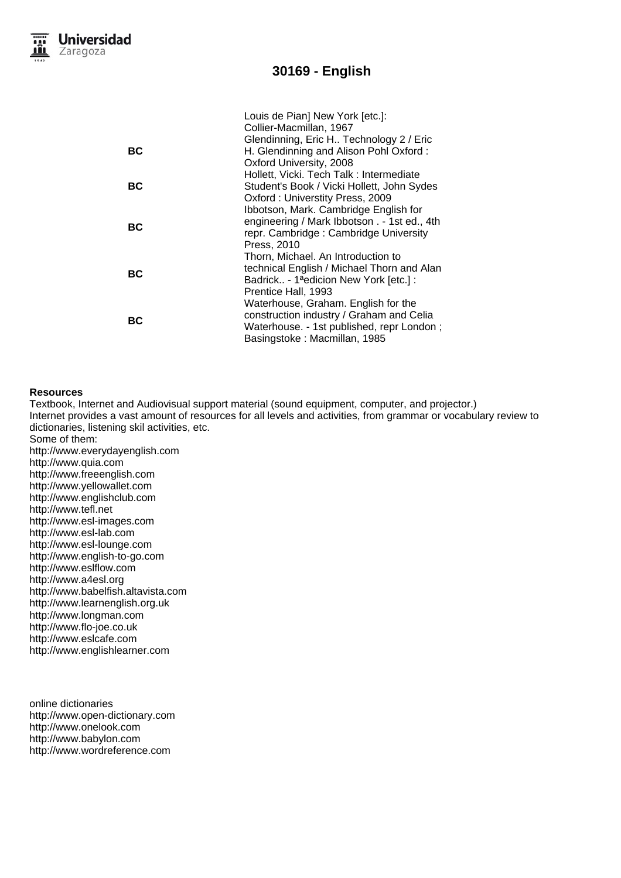# 30169 - English

| | |
|---|---|
| | Louis de Pian] New York [etc.]: Collier-Macmillan, 1967 |
| **BC** | Glendinning, Eric H.. Technology 2 / Eric H. Glendinning and Alison Pohl Oxford : Oxford University, 2008 |
| **BC** | Hollett, Vicki. Tech Talk : Intermediate Student's Book / Vicki Hollett, John Sydes Oxford : Universtity Press, 2009 |
| **BC** | Ibbotson, Mark. Cambridge English for engineering / Mark Ibbotson . - 1st ed., 4th repr. Cambridge : Cambridge University Press, 2010 |
| **BC** | Thorn, Michael. An Introduction to technical English / Michael Thorn and Alan Badrick.. - 1ªedicion New York [etc.] : Prentice Hall, 1993 |
| **BC** | Waterhouse, Graham. English for the construction industry / Graham and Celia Waterhouse. - 1st published, repr London ; Basingstoke : Macmillan, 1985 |

**Resources**

Textbook, Internet and Audiovisual support material (sound equipment, computer, and projector.)
Internet provides a vast amount of resources for all levels and activities, from grammar or vocabulary review to dictionaries, listening skil activities, etc.
Some of them:
http://www.everydayenglish.com
http://www.quia.com
http://www.freeenglish.com
http://www.yellowallet.com
http://www.englishclub.com
http://www.tefl.net
http://www.esl-images.com
http://www.esl-lab.com
http://www.esl-lounge.com
http://www.english-to-go.com
http://www.eslflow.com
http://www.a4esl.org
http://www.babelfish.altavista.com
http://www.learnenglish.org.uk
http://www.longman.com
http://www.flo-joe.co.uk
http://www.eslcafe.com
http://www.englishlearner.com

online dictionaries
http://www.open-dictionary.com
http://www.onelook.com
http://www.babylon.com
http://www.wordreference.com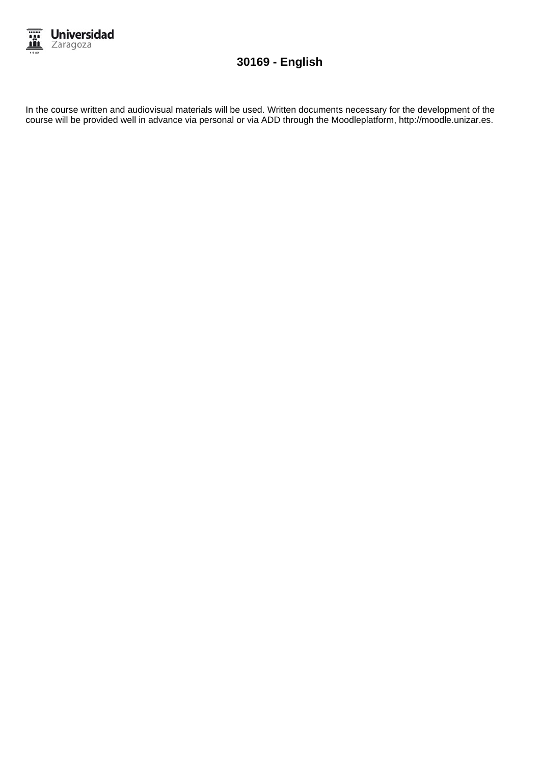# 30169 - English

In the course written and audiovisual materials will be used. Written documents necessary for the development of the course will be provided well in advance via personal or via ADD through the Moodleplatform, http://moodle.unizar.es.